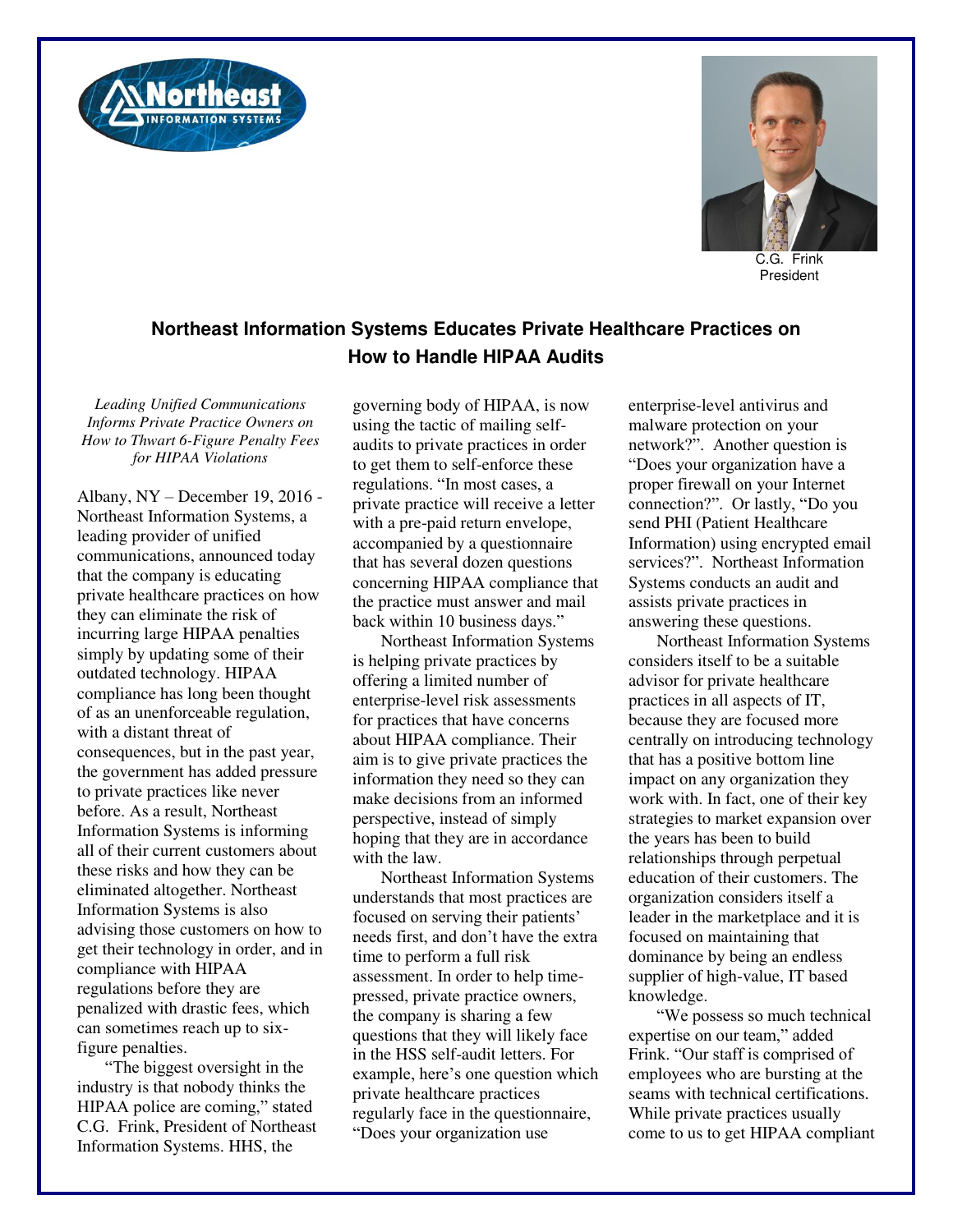C.G. Frink
President

## Northeast Information Systems Educates Private Healthcare Practices on How to Handle HIPAA Audits

*Leading Unified Communications Informs Private Practice Owners on How to Thwart 6-Figure Penalty Fees for HIPAA Violations*

Albany, NY – December 19, 2016 - Northeast Information Systems, a leading provider of unified communications, announced today that the company is educating private healthcare practices on how they can eliminate the risk of incurring large HIPAA penalties simply by updating some of their outdated technology. HIPAA compliance has long been thought of as an unenforceable regulation, with a distant threat of consequences, but in the past year, the government has added pressure to private practices like never before. As a result, Northeast Information Systems is informing all of their current customers about these risks and how they can be eliminated altogether. Northeast Information Systems is also advising those customers on how to get their technology in order, and in compliance with HIPAA regulations before they are penalized with drastic fees, which can sometimes reach up to six-figure penalties.

"The biggest oversight in the industry is that nobody thinks the HIPAA police are coming," stated C.G. Frink, President of Northeast Information Systems. HHS, the governing body of HIPAA, is now using the tactic of mailing self-audits to private practices in order to get them to self-enforce these regulations. "In most cases, a private practice will receive a letter with a pre-paid return envelope, accompanied by a questionnaire that has several dozen questions concerning HIPAA compliance that the practice must answer and mail back within 10 business days."

Northeast Information Systems is helping private practices by offering a limited number of enterprise-level risk assessments for practices that have concerns about HIPAA compliance. Their aim is to give private practices the information they need so they can make decisions from an informed perspective, instead of simply hoping that they are in accordance with the law.

Northeast Information Systems understands that most practices are focused on serving their patients' needs first, and don't have the extra time to perform a full risk assessment. In order to help time-pressed, private practice owners, the company is sharing a few questions that they will likely face in the HSS self-audit letters. For example, here's one question which private healthcare practices regularly face in the questionnaire, "Does your organization use enterprise-level antivirus and malware protection on your network?". Another question is "Does your organization have a proper firewall on your Internet connection?". Or lastly, "Do you send PHI (Patient Healthcare Information) using encrypted email services?". Northeast Information Systems conducts an audit and assists private practices in answering these questions.

Northeast Information Systems considers itself to be a suitable advisor for private healthcare practices in all aspects of IT, because they are focused more centrally on introducing technology that has a positive bottom line impact on any organization they work with. In fact, one of their key strategies to market expansion over the years has been to build relationships through perpetual education of their customers. The organization considers itself a leader in the marketplace and it is focused on maintaining that dominance by being an endless supplier of high-value, IT based knowledge.

"We possess so much technical expertise on our team," added Frink. "Our staff is comprised of employees who are bursting at the seams with technical certifications. While private practices usually come to us to get HIPAA compliant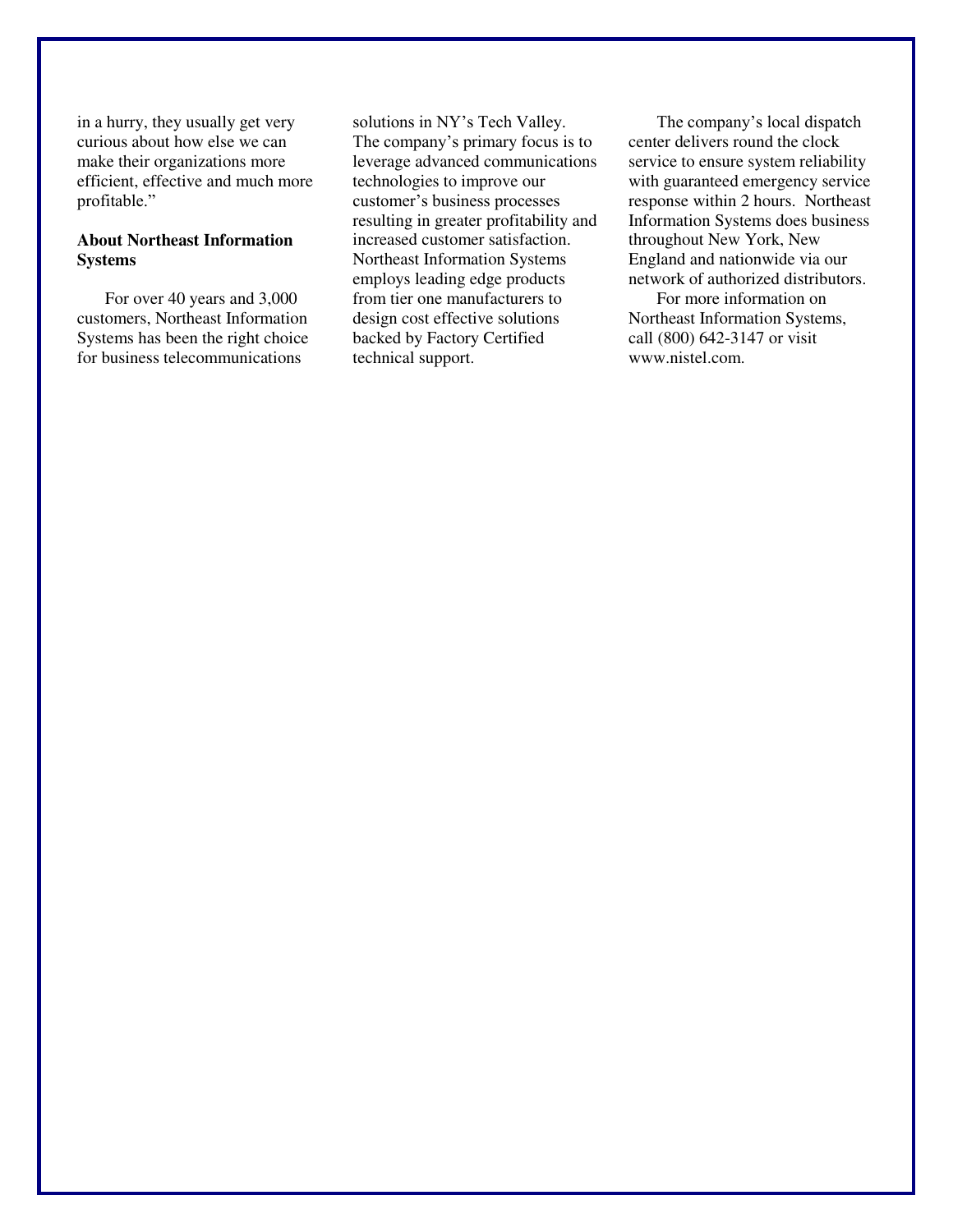in a hurry, they usually get very curious about how else we can make their organizations more efficient, effective and much more profitable."

**About Northeast Information Systems**

For over 40 years and 3,000 customers, Northeast Information Systems has been the right choice for business telecommunications solutions in NY's Tech Valley. The company's primary focus is to leverage advanced communications technologies to improve our customer's business processes resulting in greater profitability and increased customer satisfaction. Northeast Information Systems employs leading edge products from tier one manufacturers to design cost effective solutions backed by Factory Certified technical support.

The company's local dispatch center delivers round the clock service to ensure system reliability with guaranteed emergency service response within 2 hours. Northeast Information Systems does business throughout New York, New England and nationwide via our network of authorized distributors.

For more information on Northeast Information Systems, call (800) 642-3147 or visit www.nistel.com.